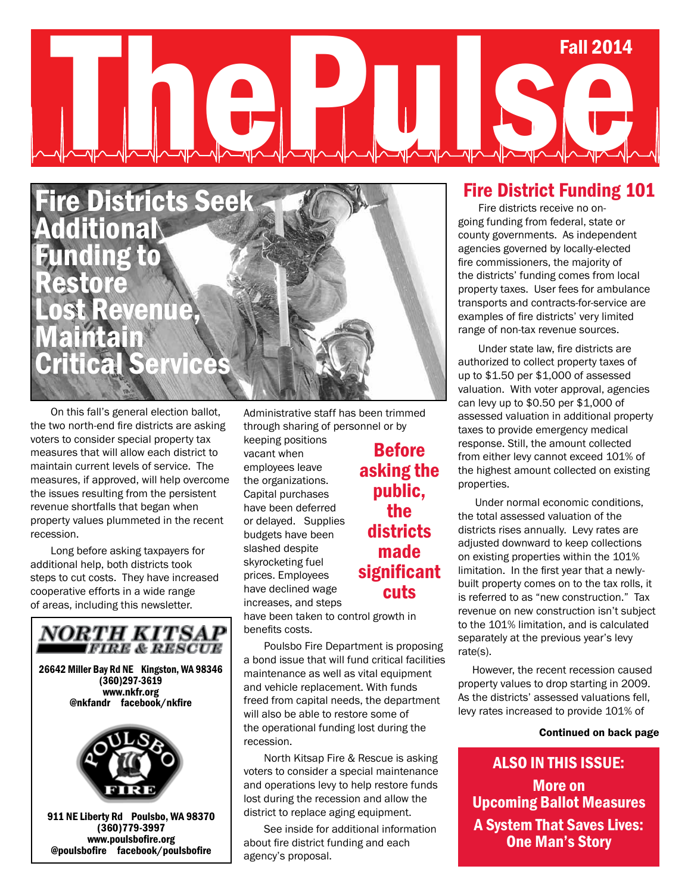# The Pulse

Fall 2014

## Fire Districts Seek Additional Funding to Restore Lost Revenue, Maintain Critical Services

On this fall's general election ballot, the two north-end fire districts are asking voters to consider special property tax measures that will allow each district to maintain current levels of service. The measures, if approved, will help overcome the issues resulting from the persistent revenue shortfalls that began when property values plummeted in the recent recession.

Long before asking taxpayers for additional help, both districts took steps to cut costs. They have increased cooperative efforts in a wide range of areas, including this newsletter. Administrative staff has been trimmed through sharing of personnel or by keeping positions vacant when employees leave the organizations. Capital purchases have been deferred or delayed. Supplies budgets have been slashed despite skyrocketing fuel prices. Employees have declined wage increases, and steps have been taken to control growth in benefits costs.

**Before asking the public, the districts made significant cuts**

Poulsbo Fire Department is proposing a bond issue that will fund critical facilities maintenance as well as vital equipment and vehicle replacement. With funds freed from capital needs, the department will also be able to restore some of the operational funding lost during the recession.

North Kitsap Fire & Rescue is asking voters to consider a special maintenance and operations levy to help restore funds lost during the recession and allow the district to replace aging equipment.

See inside for additional information about fire district funding and each agency's proposal.

**NORTH KITSAP FIRE & RESCUE**

26642 Miller Bay Rd NE Kingston, WA 98346
(360)297-3619
www.nkfr.org
@nkfandr facebook/nkfire

**POULSBO FIRE**

911 NE Liberty Rd Poulsbo, WA 98370
(360)779-3997
www.poulsbofire.org
@poulsbofire facebook/poulsbofire

## Fire District Funding 101

Fire districts receive no on-going funding from federal, state or county governments. As independent agencies governed by locally-elected fire commissioners, the majority of the districts' funding comes from local property taxes. User fees for ambulance transports and contracts-for-service are examples of fire districts' very limited range of non-tax revenue sources.

Under state law, fire districts are authorized to collect property taxes of up to $1.50 per $1,000 of assessed valuation. With voter approval, agencies can levy up to $0.50 per $1,000 of assessed valuation in additional property taxes to provide emergency medical response. Still, the amount collected from either levy cannot exceed 101% of the highest amount collected on existing properties.

Under normal economic conditions, the total assessed valuation of the districts rises annually. Levy rates are adjusted downward to keep collections on existing properties within the 101% limitation. In the first year that a newly-built property comes on to the tax rolls, it is referred to as "new construction." Tax revenue on new construction isn't subject to the 101% limitation, and is calculated separately at the previous year's levy rate(s).

However, the recent recession caused property values to drop starting in 2009. As the districts' assessed valuations fell, levy rates increased to provide 101% of

**Continued on back page**

### ALSO IN THIS ISSUE:

**More on Upcoming Ballot Measures**

**A System That Saves Lives: One Man's Story**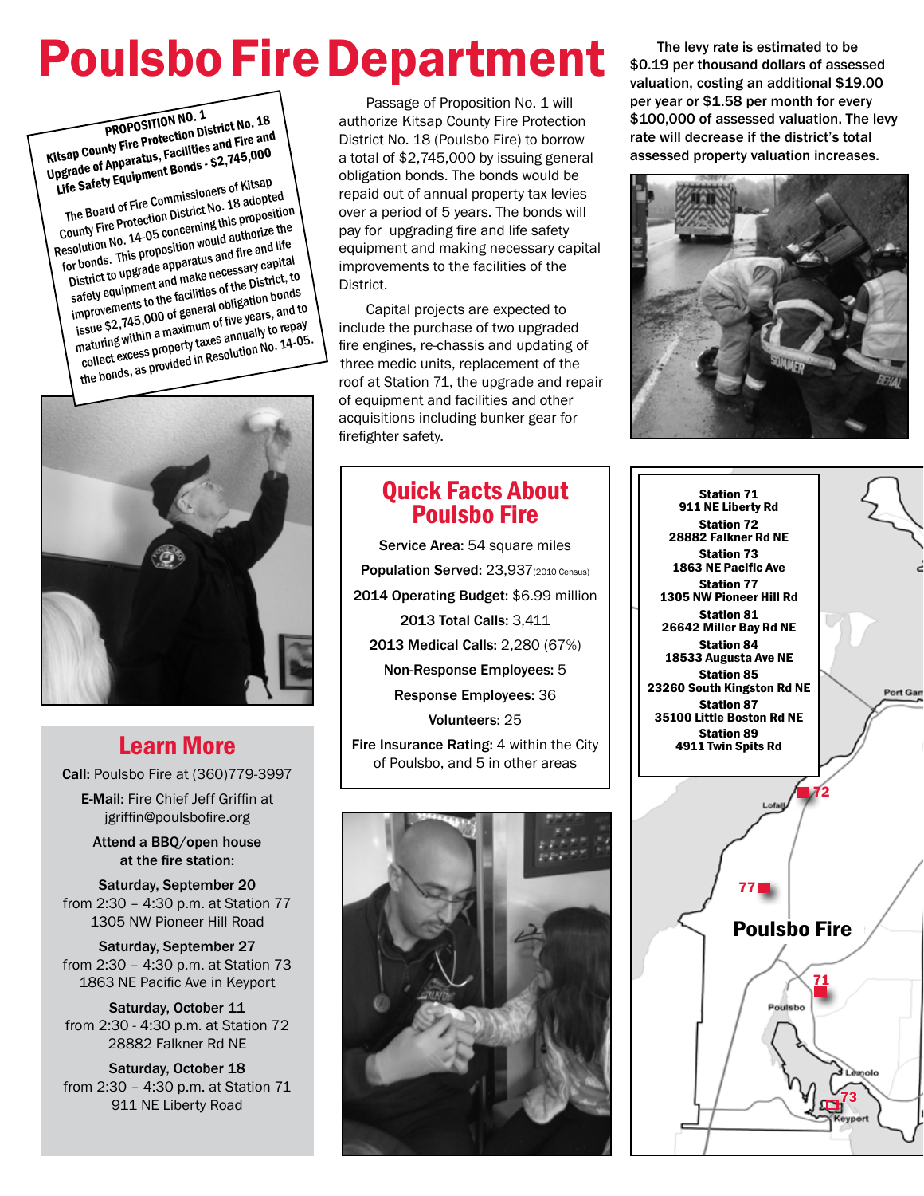# Poulsbo Fire Department

**PROPOSITION NO. 1**
**Kitsap County Fire Protection District No. 18**
**Upgrade of Apparatus, Facilities and Fire and Life Safety Equipment Bonds - $2,745,000**

The Board of Fire Commissioners of Kitsap County Fire Protection District No. 18 adopted Resolution No. 14-05 concerning this proposition for bonds. This proposition would authorize the District to upgrade apparatus and fire and life safety equipment and make necessary capital improvements to the facilities of the District, to issue $2,745,000 of general obligation bonds maturing within a maximum of five years, and to collect excess property taxes annually to repay the bonds, as provided in Resolution No. 14-05.

Passage of Proposition No. 1 will authorize Kitsap County Fire Protection District No. 18 (Poulsbo Fire) to borrow a total of $2,745,000 by issuing general obligation bonds. The bonds would be repaid out of annual property tax levies over a period of 5 years. The bonds will pay for upgrading fire and life safety equipment and making necessary capital improvements to the facilities of the District.

Capital projects are expected to include the purchase of two upgraded fire engines, re-chassis and updating of three medic units, replacement of the roof at Station 71, the upgrade and repair of equipment and facilities and other acquisitions including bunker gear for firefighter safety.

**The levy rate is estimated to be $0.19 per thousand dollars of assessed valuation, costing an additional $19.00 per year or $1.58 per month for every $100,000 of assessed valuation. The levy rate will decrease if the district's total assessed property valuation increases.**

## Quick Facts About Poulsbo Fire

**Service Area:** 54 square miles

**Population Served:** 23,937 (2010 Census)

**2014 Operating Budget:** $6.99 million

**2013 Total Calls:** 3,411

**2013 Medical Calls:** 2,280 (67%)

**Non-Response Employees:** 5

**Response Employees:** 36

**Volunteers:** 25

**Fire Insurance Rating:** 4 within the City of Poulsbo, and 5 in other areas

**Station 71**
**911 NE Liberty Rd**

**Station 72**
**28882 Falkner Rd NE**

**Station 73**
**1863 NE Pacific Ave**

**Station 77**
**1305 NW Pioneer Hill Rd**

**Station 81**
**26642 Miller Bay Rd NE**

**Station 84**
**18533 Augusta Ave NE**

**Station 85**
**23260 South Kingston Rd NE**

**Station 87**
**35100 Little Boston Rd NE**

**Station 89**
**4911 Twin Spits Rd**

## Learn More

**Call:** Poulsbo Fire at (360)779-3997

**E-Mail:** Fire Chief Jeff Griffin at jgriffin@poulsbofire.org

**Attend a BBQ/open house at the fire station:**

**Saturday, September 20**
from 2:30 – 4:30 p.m. at Station 77
1305 NW Pioneer Hill Road

**Saturday, September 27**
from 2:30 – 4:30 p.m. at Station 73
1863 NE Pacific Ave in Keyport

**Saturday, October 11**
from 2:30 - 4:30 p.m. at Station 72
28882 Falkner Rd NE

**Saturday, October 18**
from 2:30 – 4:30 p.m. at Station 71
911 NE Liberty Road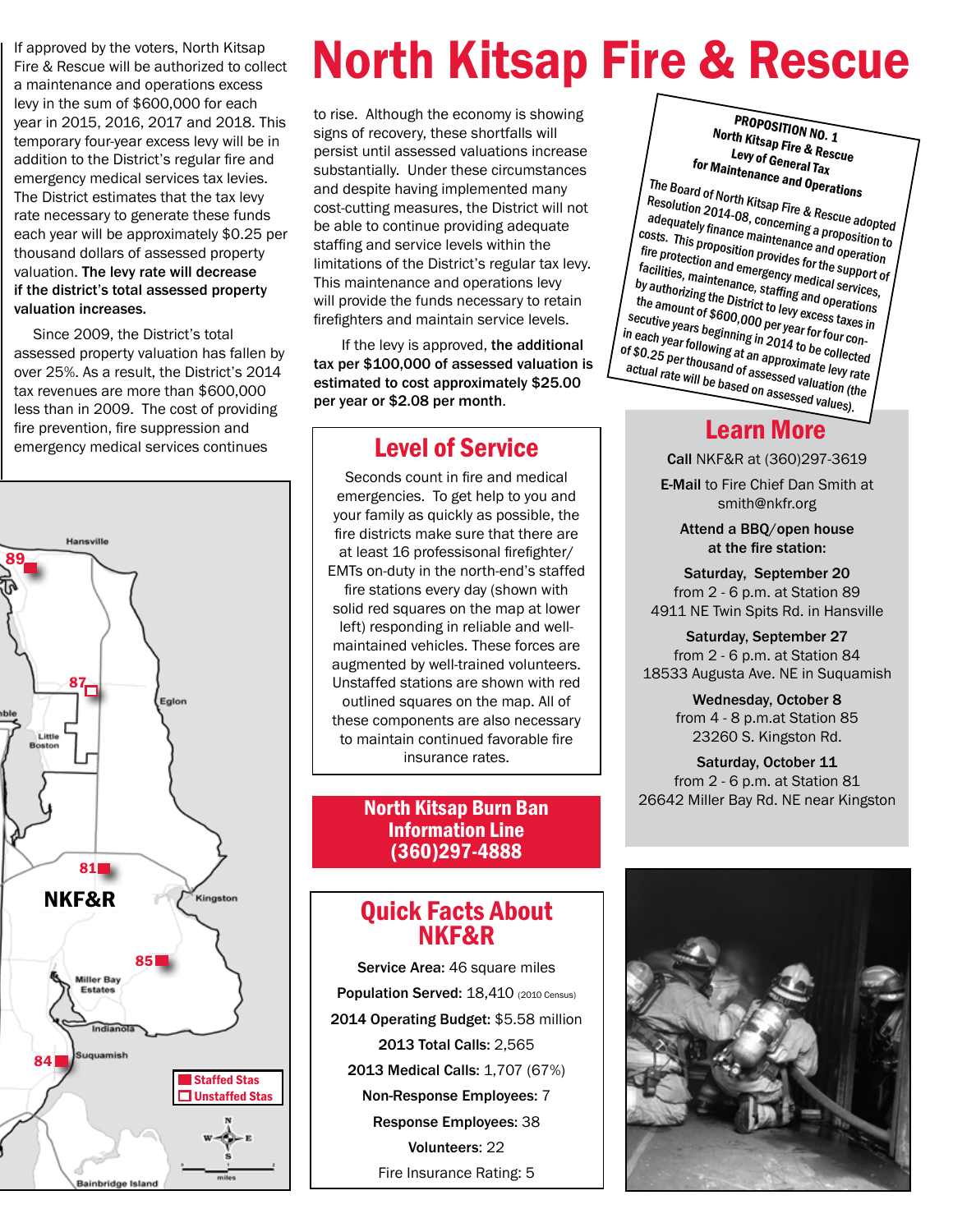# North Kitsap Fire & Rescue

If approved by the voters, North Kitsap Fire & Rescue will be authorized to collect a maintenance and operations excess levy in the sum of $600,000 for each year in 2015, 2016, 2017 and 2018. This temporary four-year excess levy will be in addition to the District's regular fire and emergency medical services tax levies. The District estimates that the tax levy rate necessary to generate these funds each year will be approximately $0.25 per thousand dollars of assessed property valuation. **The levy rate will decrease if the district's total assessed property valuation increases.**

Since 2009, the District's total assessed property valuation has fallen by over 25%. As a result, the District's 2014 tax revenues are more than $600,000 less than in 2009. The cost of providing fire prevention, fire suppression and emergency medical services continues to rise. Although the economy is showing signs of recovery, these shortfalls will persist until assessed valuations increase substantially. Under these circumstances and despite having implemented many cost-cutting measures, the District will not be able to continue providing adequate staffing and service levels within the limitations of the District's regular tax levy. This maintenance and operations levy will provide the funds necessary to retain firefighters and maintain service levels.

If the levy is approved, **the additional tax per $100,000 of assessed valuation is estimated to cost approximately $25.00 per year or $2.08 per month**.

**PROPOSITION NO. 1**
**North Kitsap Fire & Rescue**
**Levy of General Tax**
**for Maintenance and Operations**

The Board of North Kitsap Fire & Rescue adopted Resolution 2014-08, concerning a proposition to adequately finance maintenance and operation costs. This proposition provides for the support of fire protection and emergency medical services, facilities, maintenance, staffing and operations by authorizing the District to levy excess taxes in the amount of $600,000 per year for four consecutive years beginning in 2014 to be collected in each year following at an approximate levy rate of $0.25 per thousand of assessed valuation (the actual rate will be based on assessed values).

## Level of Service

Seconds count in fire and medical emergencies. To get help to you and your family as quickly as possible, the fire districts make sure that there are at least 16 professisonal firefighter/EMTs on-duty in the north-end's staffed fire stations every day (shown with solid red squares on the map at lower left) responding in reliable and well-maintained vehicles. These forces are augmented by well-trained volunteers. Unstaffed stations are shown with red outlined squares on the map. All of these components are also necessary to maintain continued favorable fire insurance rates.

**North Kitsap Burn Ban Information Line (360)297-4888**

## Quick Facts About NKF&R

**Service Area:** 46 square miles

**Population Served:** 18,410 (2010 Census)

**2014 Operating Budget:** $5.58 million

**2013 Total Calls:** 2,565

**2013 Medical Calls:** 1,707 (67%)

**Non-Response Employees:** 7

**Response Employees:** 38

**Volunteers:** 22

Fire Insurance Rating: 5

## Learn More

**Call** NKF&R at (360)297-3619

**E-Mail** to Fire Chief Dan Smith at smith@nkfr.org

**Attend a BBQ/open house at the fire station:**

**Saturday, September 20**
from 2 - 6 p.m. at Station 89
4911 NE Twin Spits Rd. in Hansville

**Saturday, September 27**
from 2 - 6 p.m. at Station 84
18533 Augusta Ave. NE in Suquamish

**Wednesday, October 8**
from 4 - 8 p.m.at Station 85
23260 S. Kingston Rd.

**Saturday, October 11**
from 2 - 6 p.m. at Station 81
26642 Miller Bay Rd. NE near Kingston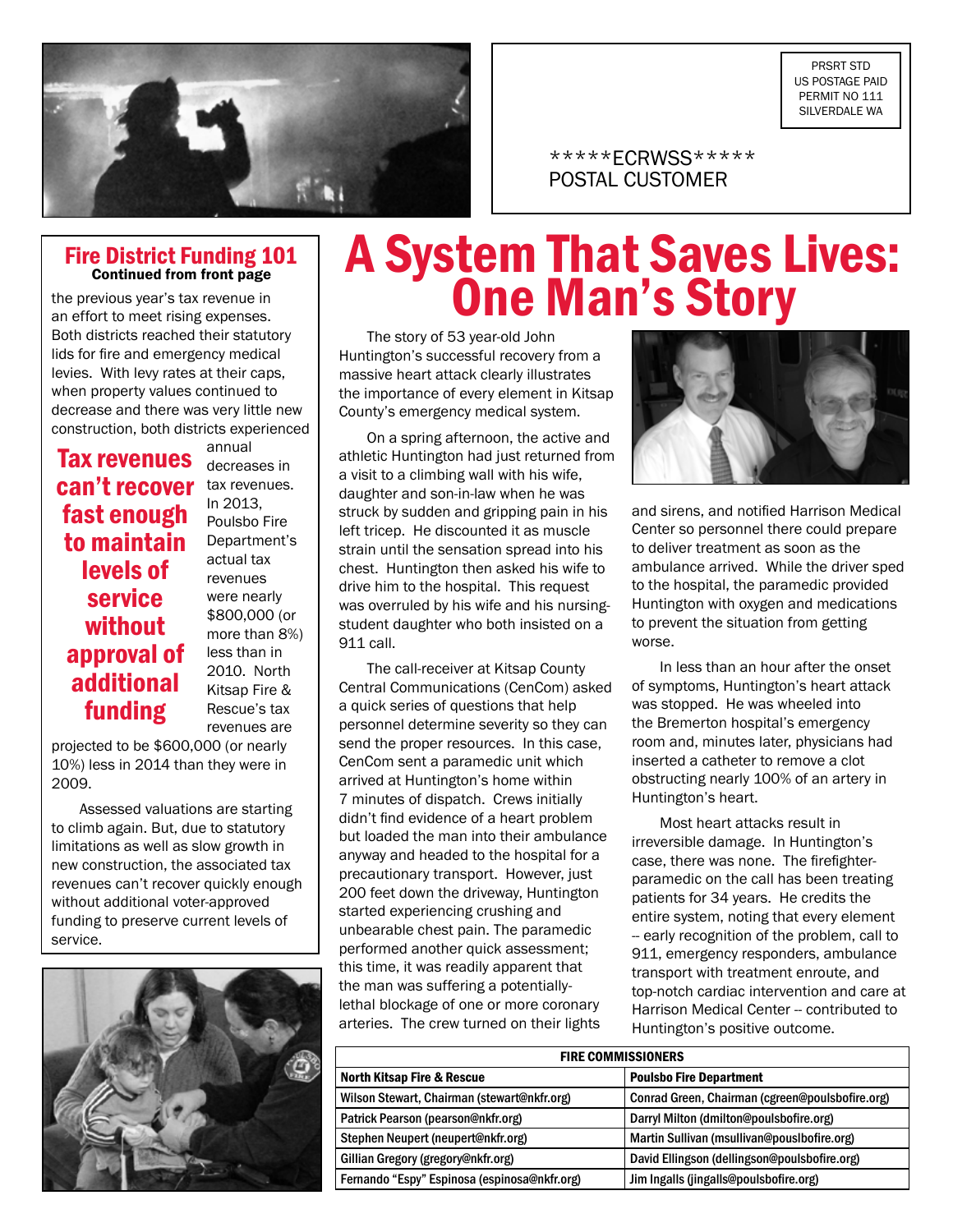PRSRT STD
US POSTAGE PAID
PERMIT NO 111
SILVERDALE WA

*****ECRWSS*****
POSTAL CUSTOMER

## Fire District Funding 101

**Continued from front page**

the previous year's tax revenue in an effort to meet rising expenses. Both districts reached their statutory lids for fire and emergency medical levies. With levy rates at their caps, when property values continued to decrease and there was very little new construction, both districts experienced annual decreases in tax revenues. In 2013, Poulsbo Fire Department's actual tax revenues were nearly $800,000 (or more than 8%) less than in 2010. North Kitsap Fire & Rescue's tax revenues are projected to be $600,000 (or nearly 10%) less in 2014 than they were in 2009.

**Tax revenues can't recover fast enough to maintain levels of service without approval of additional funding**

Assessed valuations are starting to climb again. But, due to statutory limitations as well as slow growth in new construction, the associated tax revenues can't recover quickly enough without additional voter-approved funding to preserve current levels of service.

# A System That Saves Lives: One Man's Story

The story of 53 year-old John Huntington's successful recovery from a massive heart attack clearly illustrates the importance of every element in Kitsap County's emergency medical system.

On a spring afternoon, the active and athletic Huntington had just returned from a visit to a climbing wall with his wife, daughter and son-in-law when he was struck by sudden and gripping pain in his left tricep. He discounted it as muscle strain until the sensation spread into his chest. Huntington then asked his wife to drive him to the hospital. This request was overruled by his wife and his nursing-student daughter who both insisted on a 911 call.

The call-receiver at Kitsap County Central Communications (CenCom) asked a quick series of questions that help personnel determine severity so they can send the proper resources. In this case, CenCom sent a paramedic unit which arrived at Huntington's home within 7 minutes of dispatch. Crews initially didn't find evidence of a heart problem but loaded the man into their ambulance anyway and headed to the hospital for a precautionary transport. However, just 200 feet down the driveway, Huntington started experiencing crushing and unbearable chest pain. The paramedic performed another quick assessment; this time, it was readily apparent that the man was suffering a potentially-lethal blockage of one or more coronary arteries. The crew turned on their lights and sirens, and notified Harrison Medical Center so personnel there could prepare to deliver treatment as soon as the ambulance arrived. While the driver sped to the hospital, the paramedic provided Huntington with oxygen and medications to prevent the situation from getting worse.

In less than an hour after the onset of symptoms, Huntington's heart attack was stopped. He was wheeled into the Bremerton hospital's emergency room and, minutes later, physicians had inserted a catheter to remove a clot obstructing nearly 100% of an artery in Huntington's heart.

Most heart attacks result in irreversible damage. In Huntington's case, there was none. The firefighter-paramedic on the call has been treating patients for 34 years. He credits the entire system, noting that every element -- early recognition of the problem, call to 911, emergency responders, ambulance transport with treatment enroute, and top-notch cardiac intervention and care at Harrison Medical Center -- contributed to Huntington's positive outcome.

| FIRE COMMISSIONERS | |
|---|---|
| **North Kitsap Fire & Rescue** | **Poulsbo Fire Department** |
| Wilson Stewart, Chairman (stewart@nkfr.org) | Conrad Green, Chairman (cgreen@poulsbofire.org) |
| Patrick Pearson (pearson@nkfr.org) | Darryl Milton (dmilton@poulsbofire.org) |
| Stephen Neupert (neupert@nkfr.org) | Martin Sullivan (msullivan@pouslbofire.org) |
| Gillian Gregory (gregory@nkfr.org) | David Ellingson (dellingson@poulsbofire.org) |
| Fernando "Espy" Espinosa (espinosa@nkfr.org) | Jim Ingalls (jingalls@poulsbofire.org) |